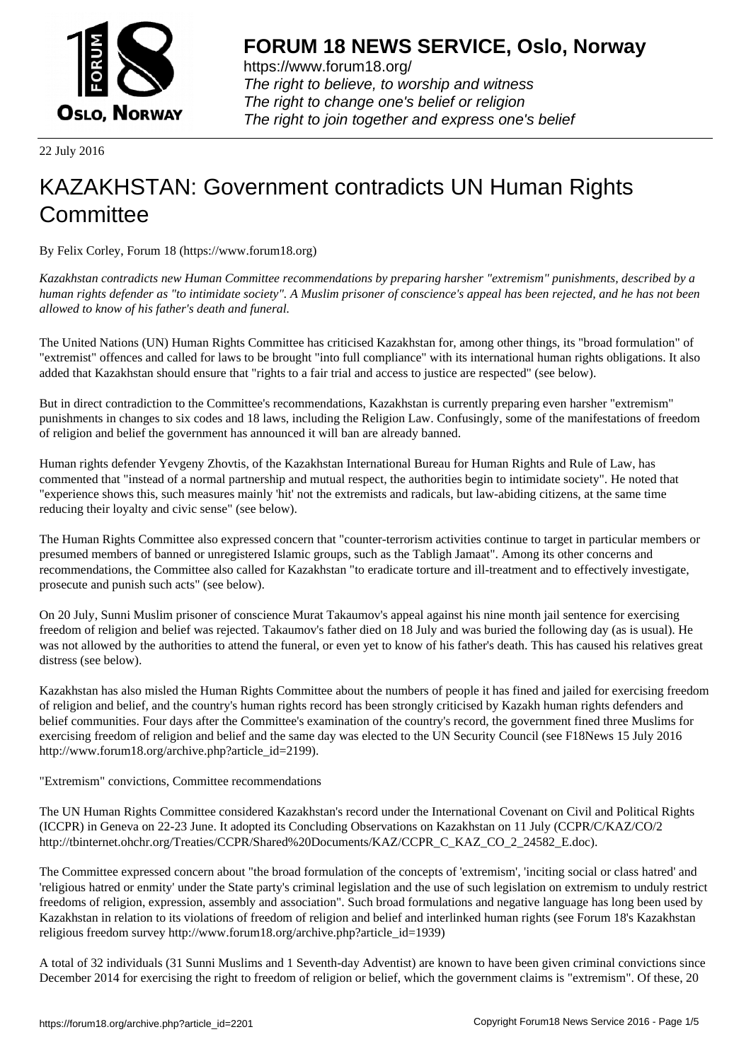22 July 2016

# KAZAKHSTAN: Government contradicts UN Human Rights Committee

By Felix Corley, Forum 18 (https://www.forum18.org)

*Kazakhstan contradicts new Human Committee recommendations by preparing harsher "extremism" punishments, described by a human rights defender as "to intimidate society". A Muslim prisoner of conscience's appeal has been rejected, and he has not been allowed to know of his father's death and funeral.*

The United Nations (UN) Human Rights Committee has criticised Kazakhstan for, among other things, its "broad formulation" of "extremist" offences and called for laws to be brought "into full compliance" with its international human rights obligations. It also added that Kazakhstan should ensure that "rights to a fair trial and access to justice are respected" (see below).

But in direct contradiction to the Committee's recommendations, Kazakhstan is currently preparing even harsher "extremism" punishments in changes to six codes and 18 laws, including the Religion Law. Confusingly, some of the manifestations of freedom of religion and belief the government has announced it will ban are already banned.

Human rights defender Yevgeny Zhovtis, of the Kazakhstan International Bureau for Human Rights and Rule of Law, has commented that "instead of a normal partnership and mutual respect, the authorities begin to intimidate society". He noted that "experience shows this, such measures mainly 'hit' not the extremists and radicals, but law-abiding citizens, at the same time reducing their loyalty and civic sense" (see below).

The Human Rights Committee also expressed concern that "counter-terrorism activities continue to target in particular members or presumed members of banned or unregistered Islamic groups, such as the Tabligh Jamaat". Among its other concerns and recommendations, the Committee also called for Kazakhstan "to eradicate torture and ill-treatment and to effectively investigate, prosecute and punish such acts" (see below).

On 20 July, Sunni Muslim prisoner of conscience Murat Takaumov's appeal against his nine month jail sentence for exercising freedom of religion and belief was rejected. Takaumov's father died on 18 July and was buried the following day (as is usual). He was not allowed by the authorities to attend the funeral, or even yet to know of his father's death. This has caused his relatives great distress (see below).

Kazakhstan has also misled the Human Rights Committee about the numbers of people it has fined and jailed for exercising freedom of religion and belief, and the country's human rights record has been strongly criticised by Kazakh human rights defenders and belief communities. Four days after the Committee's examination of the country's record, the government fined three Muslims for exercising freedom of religion and belief and the same day was elected to the UN Security Council (see F18News 15 July 2016 http://www.forum18.org/archive.php?article_id=2199).

"Extremism" convictions, Committee recommendations

The UN Human Rights Committee considered Kazakhstan's record under the International Covenant on Civil and Political Rights (ICCPR) in Geneva on 22-23 June. It adopted its Concluding Observations on Kazakhstan on 11 July (CCPR/C/KAZ/CO/2 http://tbinternet.ohchr.org/Treaties/CCPR/Shared%20Documents/KAZ/CCPR_C_KAZ_CO_2_24582_E.doc).

The Committee expressed concern about "the broad formulation of the concepts of 'extremism', 'inciting social or class hatred' and 'religious hatred or enmity' under the State party's criminal legislation and the use of such legislation on extremism to unduly restrict freedoms of religion, expression, assembly and association". Such broad formulations and negative language has long been used by Kazakhstan in relation to its violations of freedom of religion and belief and interlinked human rights (see Forum 18's Kazakhstan religious freedom survey http://www.forum18.org/archive.php?article_id=1939)

A total of 32 individuals (31 Sunni Muslims and 1 Seventh-day Adventist) are known to have been given criminal convictions since December 2014 for exercising the right to freedom of religion or belief, which the government claims is "extremism". Of these, 20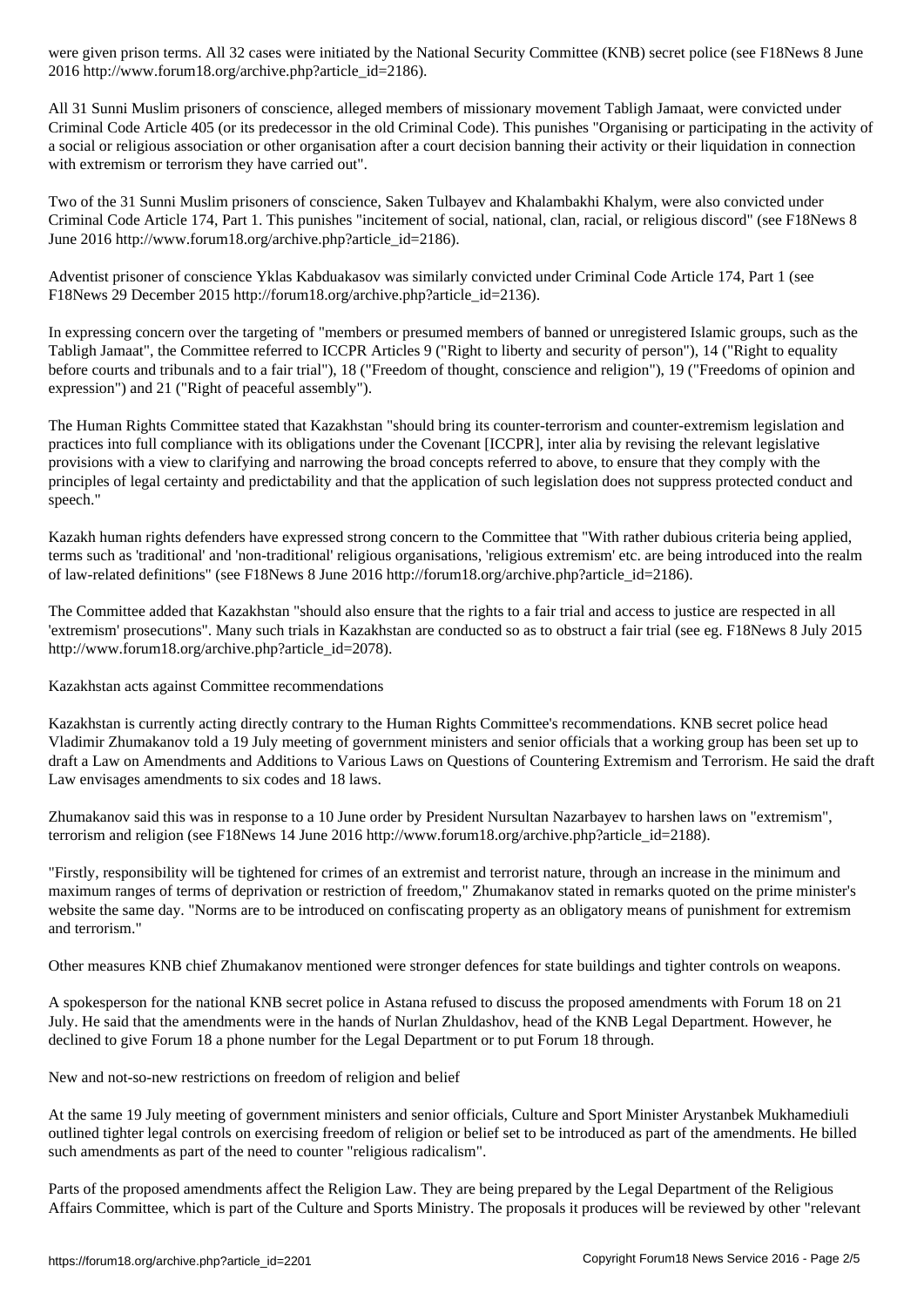were given prison terms. All 32 cases were initiated by the National Security Committee (KNB) secret police (see F18News 8 June 2016 http://www.forum18.org/archive.php?article_id=2186).

All 31 Sunni Muslim prisoners of conscience, alleged members of missionary movement Tabligh Jamaat, were convicted under Criminal Code Article 405 (or its predecessor in the old Criminal Code). This punishes "Organising or participating in the activity of a social or religious association or other organisation after a court decision banning their activity or their liquidation in connection with extremism or terrorism they have carried out".

Two of the 31 Sunni Muslim prisoners of conscience, Saken Tulbayev and Khalambakhi Khalym, were also convicted under Criminal Code Article 174, Part 1. This punishes "incitement of social, national, clan, racial, or religious discord" (see F18News 8 June 2016 http://www.forum18.org/archive.php?article_id=2186).

Adventist prisoner of conscience Yklas Kabduakasov was similarly convicted under Criminal Code Article 174, Part 1 (see F18News 29 December 2015 http://forum18.org/archive.php?article_id=2136).

In expressing concern over the targeting of "members or presumed members of banned or unregistered Islamic groups, such as the Tabligh Jamaat", the Committee referred to ICCPR Articles 9 ("Right to liberty and security of person"), 14 ("Right to equality before courts and tribunals and to a fair trial"), 18 ("Freedom of thought, conscience and religion"), 19 ("Freedoms of opinion and expression") and 21 ("Right of peaceful assembly").

The Human Rights Committee stated that Kazakhstan "should bring its counter-terrorism and counter-extremism legislation and practices into full compliance with its obligations under the Covenant [ICCPR], inter alia by revising the relevant legislative provisions with a view to clarifying and narrowing the broad concepts referred to above, to ensure that they comply with the principles of legal certainty and predictability and that the application of such legislation does not suppress protected conduct and speech."

Kazakh human rights defenders have expressed strong concern to the Committee that "With rather dubious criteria being applied, terms such as 'traditional' and 'non-traditional' religious organisations, 'religious extremism' etc. are being introduced into the realm of law-related definitions" (see F18News 8 June 2016 http://forum18.org/archive.php?article_id=2186).

The Committee added that Kazakhstan "should also ensure that the rights to a fair trial and access to justice are respected in all 'extremism' prosecutions". Many such trials in Kazakhstan are conducted so as to obstruct a fair trial (see eg. F18News 8 July 2015 http://www.forum18.org/archive.php?article_id=2078).

## Kazakhstan acts against Committee recommendations

Kazakhstan is currently acting directly contrary to the Human Rights Committee's recommendations. KNB secret police head Vladimir Zhumakanov told a 19 July meeting of government ministers and senior officials that a working group has been set up to draft a Law on Amendments and Additions to Various Laws on Questions of Countering Extremism and Terrorism. He said the draft Law envisages amendments to six codes and 18 laws.

Zhumakanov said this was in response to a 10 June order by President Nursultan Nazarbayev to harshen laws on "extremism", terrorism and religion (see F18News 14 June 2016 http://www.forum18.org/archive.php?article_id=2188).

"Firstly, responsibility will be tightened for crimes of an extremist and terrorist nature, through an increase in the minimum and maximum ranges of terms of deprivation or restriction of freedom," Zhumakanov stated in remarks quoted on the prime minister's website the same day. "Norms are to be introduced on confiscating property as an obligatory means of punishment for extremism and terrorism."

Other measures KNB chief Zhumakanov mentioned were stronger defences for state buildings and tighter controls on weapons.

A spokesperson for the national KNB secret police in Astana refused to discuss the proposed amendments with Forum 18 on 21 July. He said that the amendments were in the hands of Nurlan Zhuldashov, head of the KNB Legal Department. However, he declined to give Forum 18 a phone number for the Legal Department or to put Forum 18 through.

## New and not-so-new restrictions on freedom of religion and belief

At the same 19 July meeting of government ministers and senior officials, Culture and Sport Minister Arystanbek Mukhamediuli outlined tighter legal controls on exercising freedom of religion or belief set to be introduced as part of the amendments. He billed such amendments as part of the need to counter "religious radicalism".

Parts of the proposed amendments affect the Religion Law. They are being prepared by the Legal Department of the Religious Affairs Committee, which is part of the Culture and Sports Ministry. The proposals it produces will be reviewed by other "relevant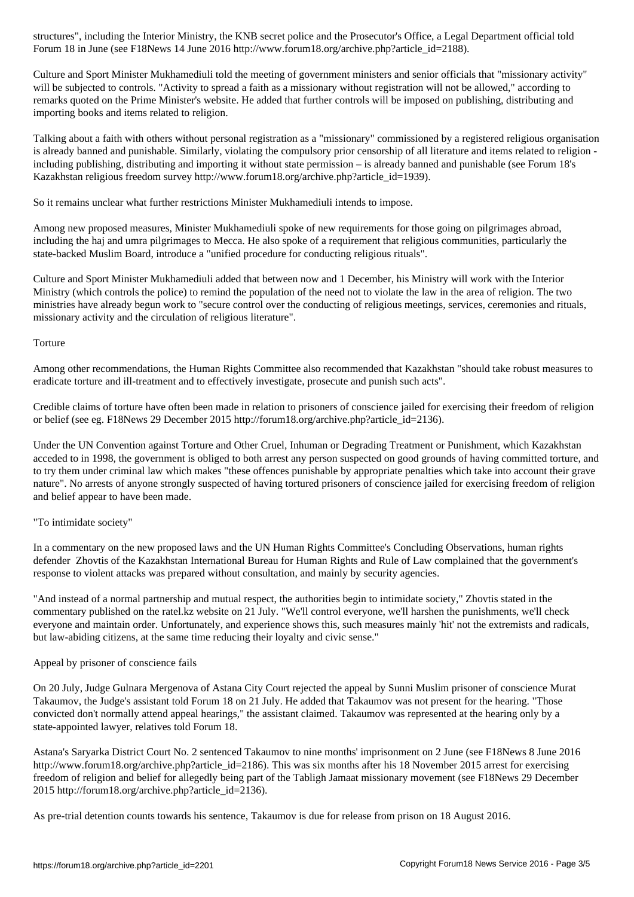structures", including the Interior Ministry, the KNB secret police and the Prosecutor's Office, a Legal Department official told Forum 18 in June (see F18News 14 June 2016 http://www.forum18.org/archive.php?article_id=2188).

Culture and Sport Minister Mukhamediuli told the meeting of government ministers and senior officials that "missionary activity" will be subjected to controls. "Activity to spread a faith as a missionary without registration will not be allowed," according to remarks quoted on the Prime Minister's website. He added that further controls will be imposed on publishing, distributing and importing books and items related to religion.

Talking about a faith with others without personal registration as a "missionary" commissioned by a registered religious organisation is already banned and punishable. Similarly, violating the compulsory prior censorship of all literature and items related to religion - including publishing, distributing and importing it without state permission – is already banned and punishable (see Forum 18's Kazakhstan religious freedom survey http://www.forum18.org/archive.php?article_id=1939).

So it remains unclear what further restrictions Minister Mukhamediuli intends to impose.

Among new proposed measures, Minister Mukhamediuli spoke of new requirements for those going on pilgrimages abroad, including the haj and umra pilgrimages to Mecca. He also spoke of a requirement that religious communities, particularly the state-backed Muslim Board, introduce a "unified procedure for conducting religious rituals".

Culture and Sport Minister Mukhamediuli added that between now and 1 December, his Ministry will work with the Interior Ministry (which controls the police) to remind the population of the need not to violate the law in the area of religion. The two ministries have already begun work to "secure control over the conducting of religious meetings, services, ceremonies and rituals, missionary activity and the circulation of religious literature".

## Torture

Among other recommendations, the Human Rights Committee also recommended that Kazakhstan "should take robust measures to eradicate torture and ill-treatment and to effectively investigate, prosecute and punish such acts".

Credible claims of torture have often been made in relation to prisoners of conscience jailed for exercising their freedom of religion or belief (see eg. F18News 29 December 2015 http://forum18.org/archive.php?article_id=2136).

Under the UN Convention against Torture and Other Cruel, Inhuman or Degrading Treatment or Punishment, which Kazakhstan acceded to in 1998, the government is obliged to both arrest any person suspected on good grounds of having committed torture, and to try them under criminal law which makes "these offences punishable by appropriate penalties which take into account their grave nature". No arrests of anyone strongly suspected of having tortured prisoners of conscience jailed for exercising freedom of religion and belief appear to have been made.

## "To intimidate society"

In a commentary on the new proposed laws and the UN Human Rights Committee's Concluding Observations, human rights defender Zhovtis of the Kazakhstan International Bureau for Human Rights and Rule of Law complained that the government's response to violent attacks was prepared without consultation, and mainly by security agencies.

"And instead of a normal partnership and mutual respect, the authorities begin to intimidate society," Zhovtis stated in the commentary published on the ratel.kz website on 21 July. "We'll control everyone, we'll harshen the punishments, we'll check everyone and maintain order. Unfortunately, and experience shows this, such measures mainly 'hit' not the extremists and radicals, but law-abiding citizens, at the same time reducing their loyalty and civic sense."

## Appeal by prisoner of conscience fails

On 20 July, Judge Gulnara Mergenova of Astana City Court rejected the appeal by Sunni Muslim prisoner of conscience Murat Takaumov, the Judge's assistant told Forum 18 on 21 July. He added that Takaumov was not present for the hearing. "Those convicted don't normally attend appeal hearings," the assistant claimed. Takaumov was represented at the hearing only by a state-appointed lawyer, relatives told Forum 18.

Astana's Saryarka District Court No. 2 sentenced Takaumov to nine months' imprisonment on 2 June (see F18News 8 June 2016 http://www.forum18.org/archive.php?article_id=2186). This was six months after his 18 November 2015 arrest for exercising freedom of religion and belief for allegedly being part of the Tabligh Jamaat missionary movement (see F18News 29 December 2015 http://forum18.org/archive.php?article_id=2136).

As pre-trial detention counts towards his sentence, Takaumov is due for release from prison on 18 August 2016.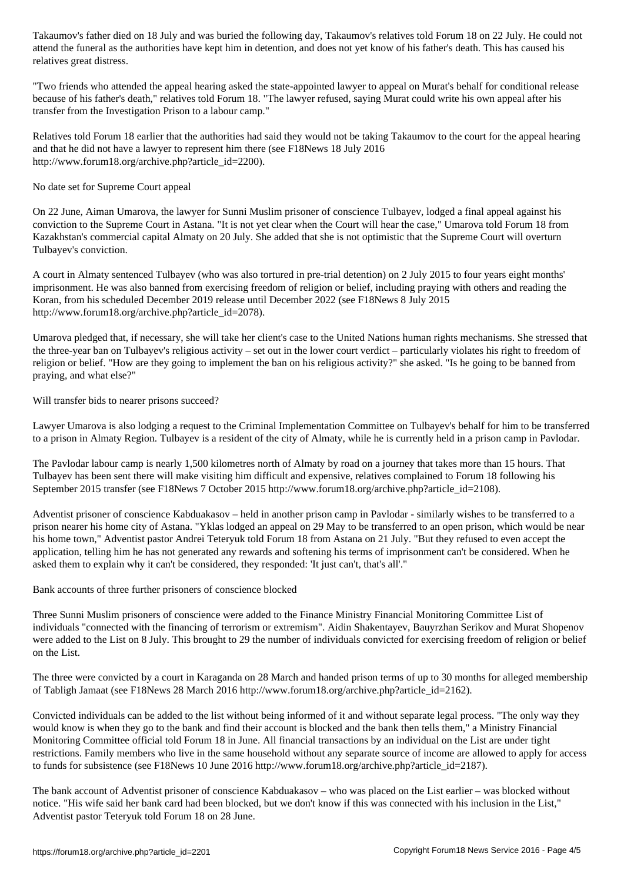Takaumov's father died on 18 July and was buried the following day, Takaumov's relatives told Forum 18 on 22 July. He could not attend the funeral as the authorities have kept him in detention, and does not yet know of his father's death. This has caused his relatives great distress.

"Two friends who attended the appeal hearing asked the state-appointed lawyer to appeal on Murat's behalf for conditional release because of his father's death," relatives told Forum 18. "The lawyer refused, saying Murat could write his own appeal after his transfer from the Investigation Prison to a labour camp."

Relatives told Forum 18 earlier that the authorities had said they would not be taking Takaumov to the court for the appeal hearing and that he did not have a lawyer to represent him there (see F18News 18 July 2016 http://www.forum18.org/archive.php?article_id=2200).

## No date set for Supreme Court appeal

On 22 June, Aiman Umarova, the lawyer for Sunni Muslim prisoner of conscience Tulbayev, lodged a final appeal against his conviction to the Supreme Court in Astana. "It is not yet clear when the Court will hear the case," Umarova told Forum 18 from Kazakhstan's commercial capital Almaty on 20 July. She added that she is not optimistic that the Supreme Court will overturn Tulbayev's conviction.

A court in Almaty sentenced Tulbayev (who was also tortured in pre-trial detention) on 2 July 2015 to four years eight months' imprisonment. He was also banned from exercising freedom of religion or belief, including praying with others and reading the Koran, from his scheduled December 2019 release until December 2022 (see F18News 8 July 2015 http://www.forum18.org/archive.php?article_id=2078).

Umarova pledged that, if necessary, she will take her client's case to the United Nations human rights mechanisms. She stressed that the three-year ban on Tulbayev's religious activity – set out in the lower court verdict – particularly violates his right to freedom of religion or belief. "How are they going to implement the ban on his religious activity?" she asked. "Is he going to be banned from praying, and what else?"

## Will transfer bids to nearer prisons succeed?

Lawyer Umarova is also lodging a request to the Criminal Implementation Committee on Tulbayev's behalf for him to be transferred to a prison in Almaty Region. Tulbayev is a resident of the city of Almaty, while he is currently held in a prison camp in Pavlodar.

The Pavlodar labour camp is nearly 1,500 kilometres north of Almaty by road on a journey that takes more than 15 hours. That Tulbayev has been sent there will make visiting him difficult and expensive, relatives complained to Forum 18 following his September 2015 transfer (see F18News 7 October 2015 http://www.forum18.org/archive.php?article_id=2108).

Adventist prisoner of conscience Kabduakasov – held in another prison camp in Pavlodar - similarly wishes to be transferred to a prison nearer his home city of Astana. "Yklas lodged an appeal on 29 May to be transferred to an open prison, which would be near his home town," Adventist pastor Andrei Teteryuk told Forum 18 from Astana on 21 July. "But they refused to even accept the application, telling him he has not generated any rewards and softening his terms of imprisonment can't be considered. When he asked them to explain why it can't be considered, they responded: 'It just can't, that's all'."

## Bank accounts of three further prisoners of conscience blocked

Three Sunni Muslim prisoners of conscience were added to the Finance Ministry Financial Monitoring Committee List of individuals "connected with the financing of terrorism or extremism". Aidin Shakentayev, Bauyrzhan Serikov and Murat Shopenov were added to the List on 8 July. This brought to 29 the number of individuals convicted for exercising freedom of religion or belief on the List.

The three were convicted by a court in Karaganda on 28 March and handed prison terms of up to 30 months for alleged membership of Tabligh Jamaat (see F18News 28 March 2016 http://www.forum18.org/archive.php?article_id=2162).

Convicted individuals can be added to the list without being informed of it and without separate legal process. "The only way they would know is when they go to the bank and find their account is blocked and the bank then tells them," a Ministry Financial Monitoring Committee official told Forum 18 in June. All financial transactions by an individual on the List are under tight restrictions. Family members who live in the same household without any separate source of income are allowed to apply for access to funds for subsistence (see F18News 10 June 2016 http://www.forum18.org/archive.php?article_id=2187).

The bank account of Adventist prisoner of conscience Kabduakasov – who was placed on the List earlier – was blocked without notice. "His wife said her bank card had been blocked, but we don't know if this was connected with his inclusion in the List," Adventist pastor Teteryuk told Forum 18 on 28 June.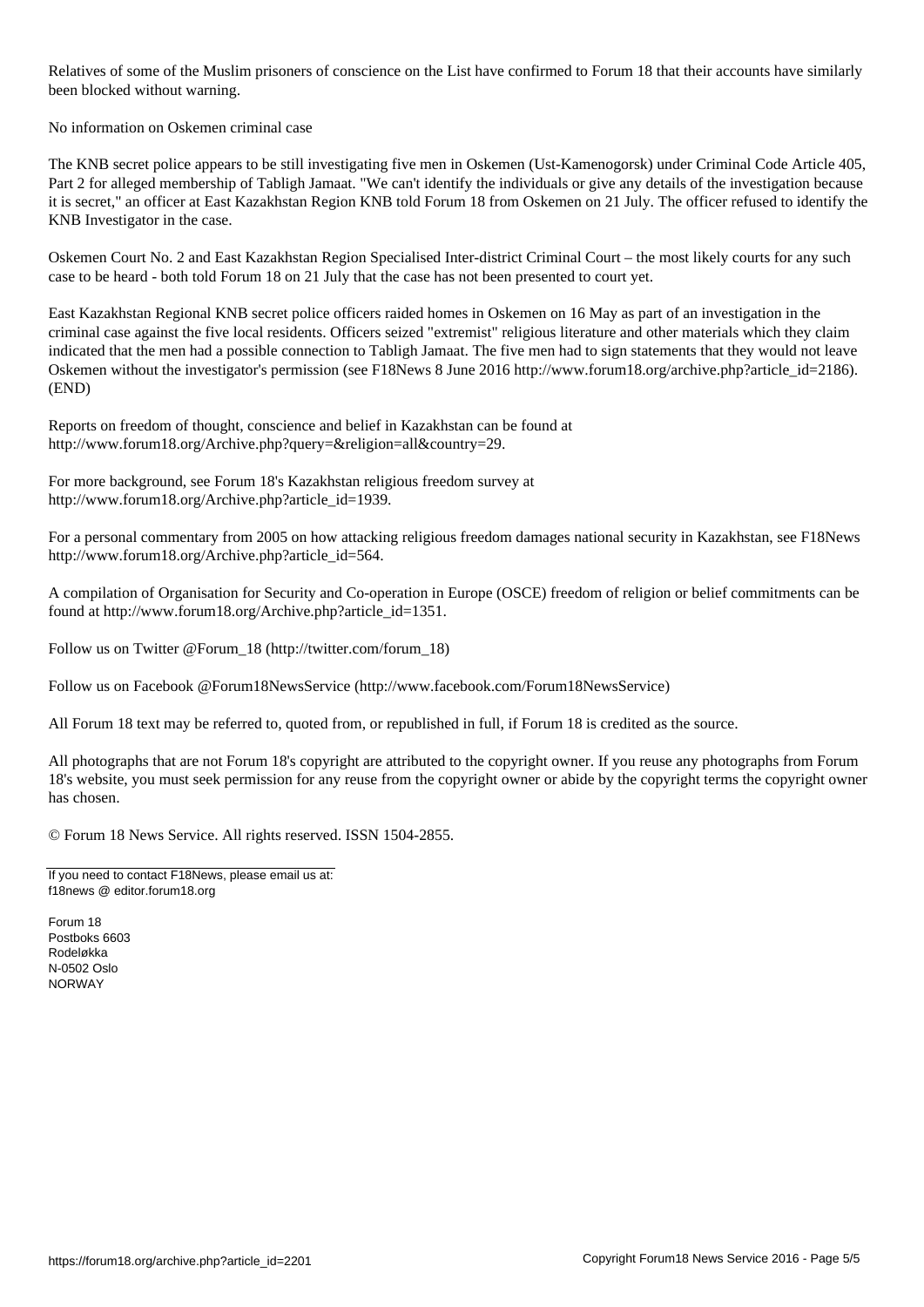Relatives of some of the Muslim prisoners of conscience on the List have confirmed to Forum 18 that their accounts have similarly been blocked without warning.

## No information on Oskemen criminal case

The KNB secret police appears to be still investigating five men in Oskemen (Ust-Kamenogorsk) under Criminal Code Article 405, Part 2 for alleged membership of Tabligh Jamaat. "We can't identify the individuals or give any details of the investigation because it is secret," an officer at East Kazakhstan Region KNB told Forum 18 from Oskemen on 21 July. The officer refused to identify the KNB Investigator in the case.

Oskemen Court No. 2 and East Kazakhstan Region Specialised Inter-district Criminal Court – the most likely courts for any such case to be heard - both told Forum 18 on 21 July that the case has not been presented to court yet.

East Kazakhstan Regional KNB secret police officers raided homes in Oskemen on 16 May as part of an investigation in the criminal case against the five local residents. Officers seized "extremist" religious literature and other materials which they claim indicated that the men had a possible connection to Tabligh Jamaat. The five men had to sign statements that they would not leave Oskemen without the investigator's permission (see F18News 8 June 2016 http://www.forum18.org/archive.php?article_id=2186). (END)

Reports on freedom of thought, conscience and belief in Kazakhstan can be found at http://www.forum18.org/Archive.php?query=&religion=all&country=29.

For more background, see Forum 18's Kazakhstan religious freedom survey at http://www.forum18.org/Archive.php?article_id=1939.

For a personal commentary from 2005 on how attacking religious freedom damages national security in Kazakhstan, see F18News http://www.forum18.org/Archive.php?article_id=564.

A compilation of Organisation for Security and Co-operation in Europe (OSCE) freedom of religion or belief commitments can be found at http://www.forum18.org/Archive.php?article_id=1351.

Follow us on Twitter @Forum_18 (http://twitter.com/forum_18)

Follow us on Facebook @Forum18NewsService (http://www.facebook.com/Forum18NewsService)

All Forum 18 text may be referred to, quoted from, or republished in full, if Forum 18 is credited as the source.

All photographs that are not Forum 18's copyright are attributed to the copyright owner. If you reuse any photographs from Forum 18's website, you must seek permission for any reuse from the copyright owner or abide by the copyright terms the copyright owner has chosen.

© Forum 18 News Service. All rights reserved. ISSN 1504-2855.

---

If you need to contact F18News, please email us at:
f18news @ editor.forum18.org

Forum 18
Postboks 6603
Rodeløkka
N-0502 Oslo
NORWAY